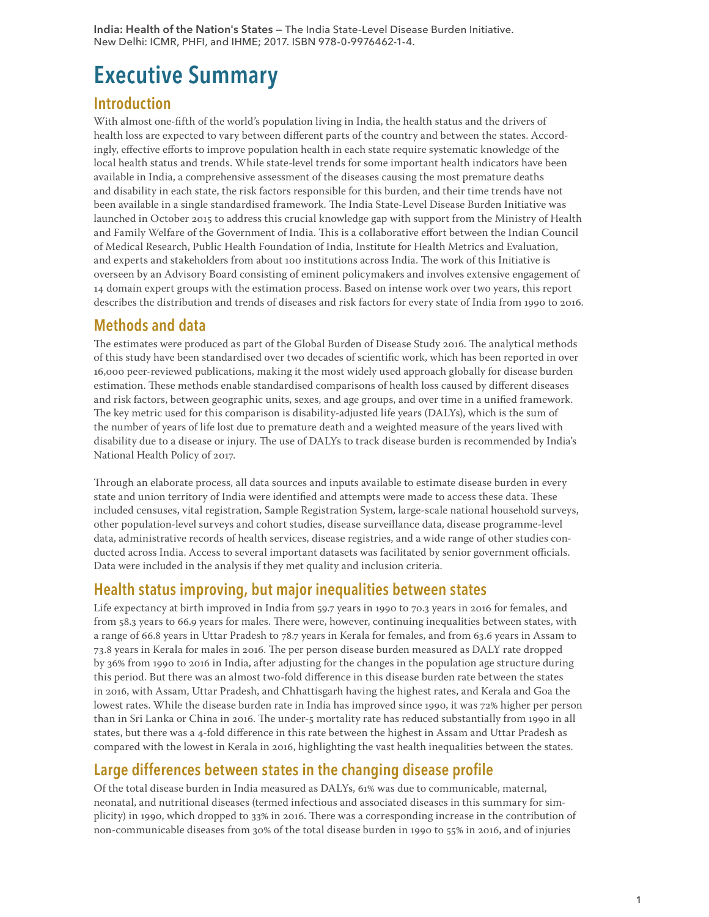**India: Health of the Nation's States** — The India State-Level Disease Burden Initiative. New Delhi: ICMR, PHFI, and IHME; 2017. ISBN 978-0-9976462-1-4.

# Executive Summary

## Introduction

With almost one-fifth of the world's population living in India, the health status and the drivers of health loss are expected to vary between different parts of the country and between the states. Accordingly, effective efforts to improve population health in each state require systematic knowledge of the local health status and trends. While state-level trends for some important health indicators have been available in India, a comprehensive assessment of the diseases causing the most premature deaths and disability in each state, the risk factors responsible for this burden, and their time trends have not been available in a single standardised framework. The India State-Level Disease Burden Initiative was launched in October 2015 to address this crucial knowledge gap with support from the Ministry of Health and Family Welfare of the Government of India. This is a collaborative effort between the Indian Council of Medical Research, Public Health Foundation of India, Institute for Health Metrics and Evaluation, and experts and stakeholders from about 100 institutions across India. The work of this Initiative is overseen by an Advisory Board consisting of eminent policymakers and involves extensive engagement of 14 domain expert groups with the estimation process. Based on intense work over two years, this report describes the distribution and trends of diseases and risk factors for every state of India from 1990 to 2016.

## Methods and data

The estimates were produced as part of the Global Burden of Disease Study 2016. The analytical methods of this study have been standardised over two decades of scientific work, which has been reported in over 16,000 peer-reviewed publications, making it the most widely used approach globally for disease burden estimation. These methods enable standardised comparisons of health loss caused by different diseases and risk factors, between geographic units, sexes, and age groups, and over time in a unified framework. The key metric used for this comparison is disability-adjusted life years (DALYs), which is the sum of the number of years of life lost due to premature death and a weighted measure of the years lived with disability due to a disease or injury. The use of DALYs to track disease burden is recommended by India's National Health Policy of 2017.

Through an elaborate process, all data sources and inputs available to estimate disease burden in every state and union territory of India were identified and attempts were made to access these data. These included censuses, vital registration, Sample Registration System, large-scale national household surveys, other population-level surveys and cohort studies, disease surveillance data, disease programme-level data, administrative records of health services, disease registries, and a wide range of other studies conducted across India. Access to several important datasets was facilitated by senior government officials. Data were included in the analysis if they met quality and inclusion criteria.

## Health status improving, but major inequalities between states

Life expectancy at birth improved in India from 59.7 years in 1990 to 70.3 years in 2016 for females, and from 58.3 years to 66.9 years for males. There were, however, continuing inequalities between states, with a range of 66.8 years in Uttar Pradesh to 78.7 years in Kerala for females, and from 63.6 years in Assam to 73.8 years in Kerala for males in 2016. The per person disease burden measured as DALY rate dropped by 36% from 1990 to 2016 in India, after adjusting for the changes in the population age structure during this period. But there was an almost two-fold difference in this disease burden rate between the states in 2016, with Assam, Uttar Pradesh, and Chhattisgarh having the highest rates, and Kerala and Goa the lowest rates. While the disease burden rate in India has improved since 1990, it was 72% higher per person than in Sri Lanka or China in 2016. The under-5 mortality rate has reduced substantially from 1990 in all states, but there was a 4-fold difference in this rate between the highest in Assam and Uttar Pradesh as compared with the lowest in Kerala in 2016, highlighting the vast health inequalities between the states.

## Large differences between states in the changing disease profile

Of the total disease burden in India measured as DALYs, 61% was due to communicable, maternal, neonatal, and nutritional diseases (termed infectious and associated diseases in this summary for simplicity) in 1990, which dropped to 33% in 2016. There was a corresponding increase in the contribution of non-communicable diseases from 30% of the total disease burden in 1990 to 55% in 2016, and of injuries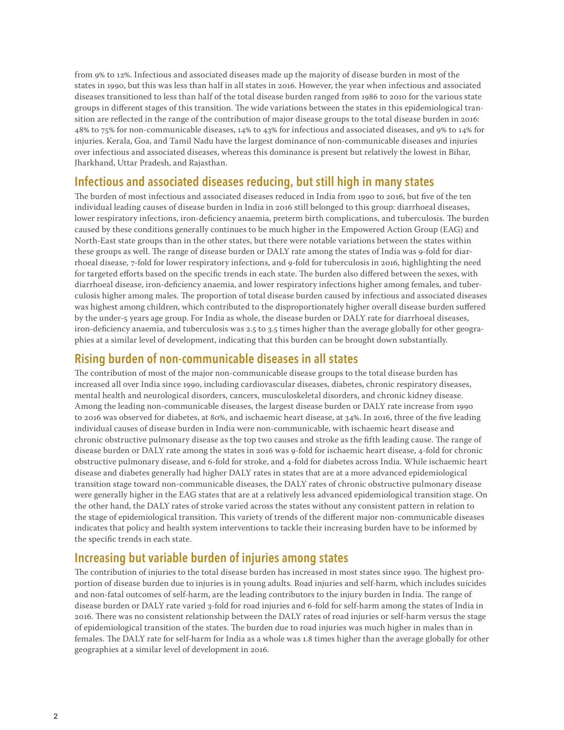from 9% to 12%. Infectious and associated diseases made up the majority of disease burden in most of the states in 1990, but this was less than half in all states in 2016. However, the year when infectious and associated diseases transitioned to less than half of the total disease burden ranged from 1986 to 2010 for the various state groups in different stages of this transition. The wide variations between the states in this epidemiological transition are reflected in the range of the contribution of major disease groups to the total disease burden in 2016: 48% to 75% for non-communicable diseases, 14% to 43% for infectious and associated diseases, and 9% to 14% for injuries. Kerala, Goa, and Tamil Nadu have the largest dominance of non-communicable diseases and injuries over infectious and associated diseases, whereas this dominance is present but relatively the lowest in Bihar, Jharkhand, Uttar Pradesh, and Rajasthan.

## Infectious and associated diseases reducing, but still high in many states

The burden of most infectious and associated diseases reduced in India from 1990 to 2016, but five of the ten individual leading causes of disease burden in India in 2016 still belonged to this group: diarrhoeal diseases, lower respiratory infections, iron-deficiency anaemia, preterm birth complications, and tuberculosis. The burden caused by these conditions generally continues to be much higher in the Empowered Action Group (EAG) and North-East state groups than in the other states, but there were notable variations between the states within these groups as well. The range of disease burden or DALY rate among the states of India was 9-fold for diarrhoeal disease, 7-fold for lower respiratory infections, and 9-fold for tuberculosis in 2016, highlighting the need for targeted efforts based on the specific trends in each state. The burden also differed between the sexes, with diarrhoeal disease, iron-deficiency anaemia, and lower respiratory infections higher among females, and tuberculosis higher among males. The proportion of total disease burden caused by infectious and associated diseases was highest among children, which contributed to the disproportionately higher overall disease burden suffered by the under-5 years age group. For India as whole, the disease burden or DALY rate for diarrhoeal diseases, iron-deficiency anaemia, and tuberculosis was 2.5 to 3.5 times higher than the average globally for other geographies at a similar level of development, indicating that this burden can be brought down substantially.

## Rising burden of non-communicable diseases in all states

The contribution of most of the major non-communicable disease groups to the total disease burden has increased all over India since 1990, including cardiovascular diseases, diabetes, chronic respiratory diseases, mental health and neurological disorders, cancers, musculoskeletal disorders, and chronic kidney disease. Among the leading non-communicable diseases, the largest disease burden or DALY rate increase from 1990 to 2016 was observed for diabetes, at 80%, and ischaemic heart disease, at 34%. In 2016, three of the five leading individual causes of disease burden in India were non-communicable, with ischaemic heart disease and chronic obstructive pulmonary disease as the top two causes and stroke as the fifth leading cause. The range of disease burden or DALY rate among the states in 2016 was 9-fold for ischaemic heart disease, 4-fold for chronic obstructive pulmonary disease, and 6-fold for stroke, and 4-fold for diabetes across India. While ischaemic heart disease and diabetes generally had higher DALY rates in states that are at a more advanced epidemiological transition stage toward non-communicable diseases, the DALY rates of chronic obstructive pulmonary disease were generally higher in the EAG states that are at a relatively less advanced epidemiological transition stage. On the other hand, the DALY rates of stroke varied across the states without any consistent pattern in relation to the stage of epidemiological transition. This variety of trends of the different major non-communicable diseases indicates that policy and health system interventions to tackle their increasing burden have to be informed by the specific trends in each state.

## Increasing but variable burden of injuries among states

The contribution of injuries to the total disease burden has increased in most states since 1990. The highest proportion of disease burden due to injuries is in young adults. Road injuries and self-harm, which includes suicides and non-fatal outcomes of self-harm, are the leading contributors to the injury burden in India. The range of disease burden or DALY rate varied 3-fold for road injuries and 6-fold for self-harm among the states of India in 2016. There was no consistent relationship between the DALY rates of road injuries or self-harm versus the stage of epidemiological transition of the states. The burden due to road injuries was much higher in males than in females. The DALY rate for self-harm for India as a whole was 1.8 times higher than the average globally for other geographies at a similar level of development in 2016.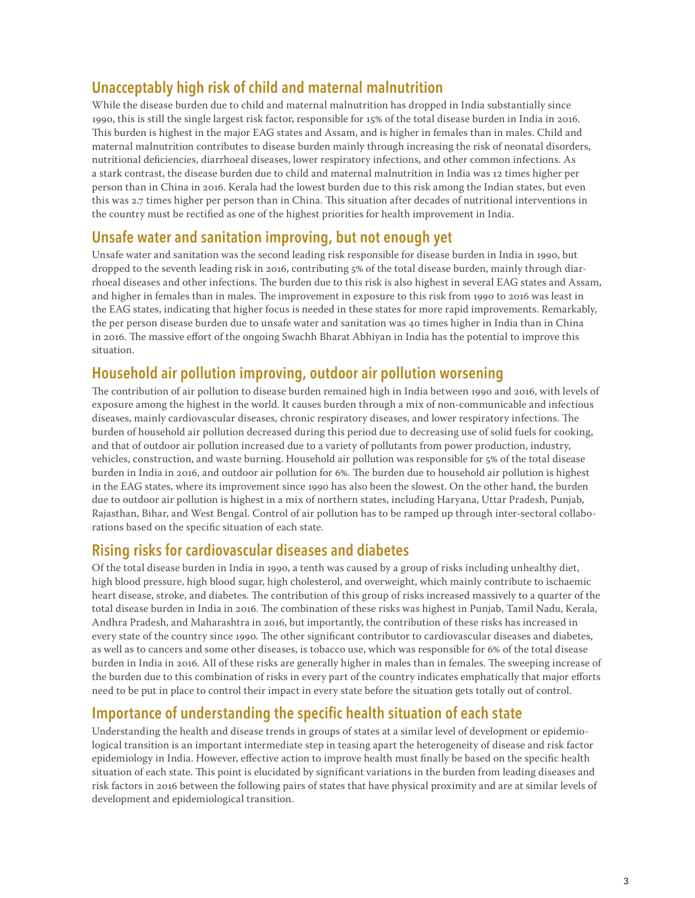## Unacceptably high risk of child and maternal malnutrition

While the disease burden due to child and maternal malnutrition has dropped in India substantially since 1990, this is still the single largest risk factor, responsible for 15% of the total disease burden in India in 2016. This burden is highest in the major EAG states and Assam, and is higher in females than in males. Child and maternal malnutrition contributes to disease burden mainly through increasing the risk of neonatal disorders, nutritional deficiencies, diarrhoeal diseases, lower respiratory infections, and other common infections. As a stark contrast, the disease burden due to child and maternal malnutrition in India was 12 times higher per person than in China in 2016. Kerala had the lowest burden due to this risk among the Indian states, but even this was 2.7 times higher per person than in China. This situation after decades of nutritional interventions in the country must be rectified as one of the highest priorities for health improvement in India.

## Unsafe water and sanitation improving, but not enough yet

Unsafe water and sanitation was the second leading risk responsible for disease burden in India in 1990, but dropped to the seventh leading risk in 2016, contributing 5% of the total disease burden, mainly through diarrhoeal diseases and other infections. The burden due to this risk is also highest in several EAG states and Assam, and higher in females than in males. The improvement in exposure to this risk from 1990 to 2016 was least in the EAG states, indicating that higher focus is needed in these states for more rapid improvements. Remarkably, the per person disease burden due to unsafe water and sanitation was 40 times higher in India than in China in 2016. The massive effort of the ongoing Swachh Bharat Abhiyan in India has the potential to improve this situation.

## Household air pollution improving, outdoor air pollution worsening

The contribution of air pollution to disease burden remained high in India between 1990 and 2016, with levels of exposure among the highest in the world. It causes burden through a mix of non-communicable and infectious diseases, mainly cardiovascular diseases, chronic respiratory diseases, and lower respiratory infections. The burden of household air pollution decreased during this period due to decreasing use of solid fuels for cooking, and that of outdoor air pollution increased due to a variety of pollutants from power production, industry, vehicles, construction, and waste burning. Household air pollution was responsible for 5% of the total disease burden in India in 2016, and outdoor air pollution for 6%. The burden due to household air pollution is highest in the EAG states, where its improvement since 1990 has also been the slowest. On the other hand, the burden due to outdoor air pollution is highest in a mix of northern states, including Haryana, Uttar Pradesh, Punjab, Rajasthan, Bihar, and West Bengal. Control of air pollution has to be ramped up through inter-sectoral collaborations based on the specific situation of each state.

## Rising risks for cardiovascular diseases and diabetes

Of the total disease burden in India in 1990, a tenth was caused by a group of risks including unhealthy diet, high blood pressure, high blood sugar, high cholesterol, and overweight, which mainly contribute to ischaemic heart disease, stroke, and diabetes. The contribution of this group of risks increased massively to a quarter of the total disease burden in India in 2016. The combination of these risks was highest in Punjab, Tamil Nadu, Kerala, Andhra Pradesh, and Maharashtra in 2016, but importantly, the contribution of these risks has increased in every state of the country since 1990. The other significant contributor to cardiovascular diseases and diabetes, as well as to cancers and some other diseases, is tobacco use, which was responsible for 6% of the total disease burden in India in 2016. All of these risks are generally higher in males than in females. The sweeping increase of the burden due to this combination of risks in every part of the country indicates emphatically that major efforts need to be put in place to control their impact in every state before the situation gets totally out of control.

## Importance of understanding the specific health situation of each state

Understanding the health and disease trends in groups of states at a similar level of development or epidemiological transition is an important intermediate step in teasing apart the heterogeneity of disease and risk factor epidemiology in India. However, effective action to improve health must finally be based on the specific health situation of each state. This point is elucidated by significant variations in the burden from leading diseases and risk factors in 2016 between the following pairs of states that have physical proximity and are at similar levels of development and epidemiological transition.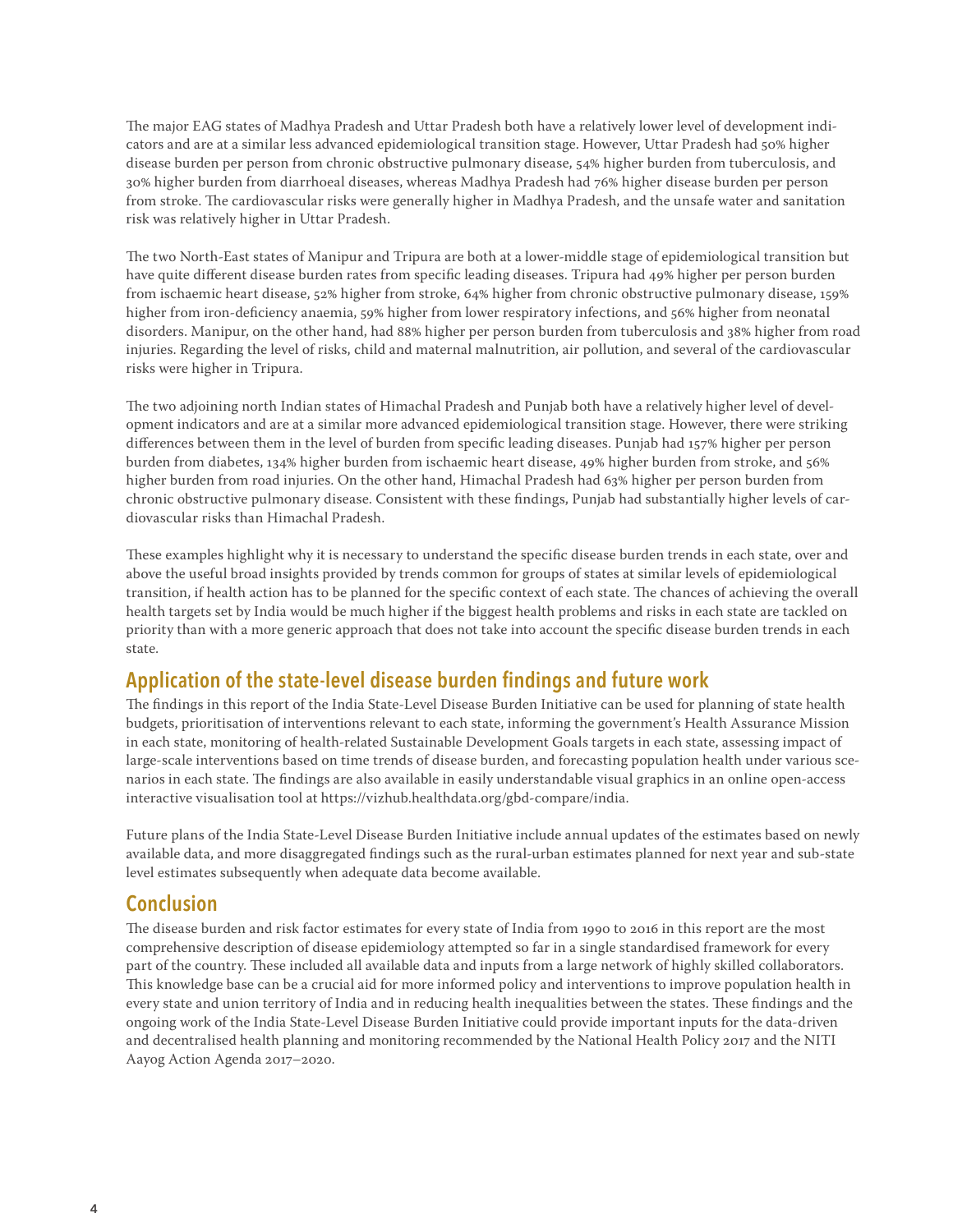The major EAG states of Madhya Pradesh and Uttar Pradesh both have a relatively lower level of development indicators and are at a similar less advanced epidemiological transition stage. However, Uttar Pradesh had 50% higher disease burden per person from chronic obstructive pulmonary disease, 54% higher burden from tuberculosis, and 30% higher burden from diarrhoeal diseases, whereas Madhya Pradesh had 76% higher disease burden per person from stroke. The cardiovascular risks were generally higher in Madhya Pradesh, and the unsafe water and sanitation risk was relatively higher in Uttar Pradesh.

The two North-East states of Manipur and Tripura are both at a lower-middle stage of epidemiological transition but have quite different disease burden rates from specific leading diseases. Tripura had 49% higher per person burden from ischaemic heart disease, 52% higher from stroke, 64% higher from chronic obstructive pulmonary disease, 159% higher from iron-deficiency anaemia, 59% higher from lower respiratory infections, and 56% higher from neonatal disorders. Manipur, on the other hand, had 88% higher per person burden from tuberculosis and 38% higher from road injuries. Regarding the level of risks, child and maternal malnutrition, air pollution, and several of the cardiovascular risks were higher in Tripura.

The two adjoining north Indian states of Himachal Pradesh and Punjab both have a relatively higher level of development indicators and are at a similar more advanced epidemiological transition stage. However, there were striking differences between them in the level of burden from specific leading diseases. Punjab had 157% higher per person burden from diabetes, 134% higher burden from ischaemic heart disease, 49% higher burden from stroke, and 56% higher burden from road injuries. On the other hand, Himachal Pradesh had 63% higher per person burden from chronic obstructive pulmonary disease. Consistent with these findings, Punjab had substantially higher levels of cardiovascular risks than Himachal Pradesh.

These examples highlight why it is necessary to understand the specific disease burden trends in each state, over and above the useful broad insights provided by trends common for groups of states at similar levels of epidemiological transition, if health action has to be planned for the specific context of each state. The chances of achieving the overall health targets set by India would be much higher if the biggest health problems and risks in each state are tackled on priority than with a more generic approach that does not take into account the specific disease burden trends in each state.

## Application of the state-level disease burden findings and future work

The findings in this report of the India State-Level Disease Burden Initiative can be used for planning of state health budgets, prioritisation of interventions relevant to each state, informing the government's Health Assurance Mission in each state, monitoring of health-related Sustainable Development Goals targets in each state, assessing impact of large-scale interventions based on time trends of disease burden, and forecasting population health under various scenarios in each state. The findings are also available in easily understandable visual graphics in an online open-access interactive visualisation tool at https://vizhub.healthdata.org/gbd-compare/india.

Future plans of the India State-Level Disease Burden Initiative include annual updates of the estimates based on newly available data, and more disaggregated findings such as the rural-urban estimates planned for next year and sub-state level estimates subsequently when adequate data become available.

## Conclusion

The disease burden and risk factor estimates for every state of India from 1990 to 2016 in this report are the most comprehensive description of disease epidemiology attempted so far in a single standardised framework for every part of the country. These included all available data and inputs from a large network of highly skilled collaborators. This knowledge base can be a crucial aid for more informed policy and interventions to improve population health in every state and union territory of India and in reducing health inequalities between the states. These findings and the ongoing work of the India State-Level Disease Burden Initiative could provide important inputs for the data-driven and decentralised health planning and monitoring recommended by the National Health Policy 2017 and the NITI Aayog Action Agenda 2017–2020.